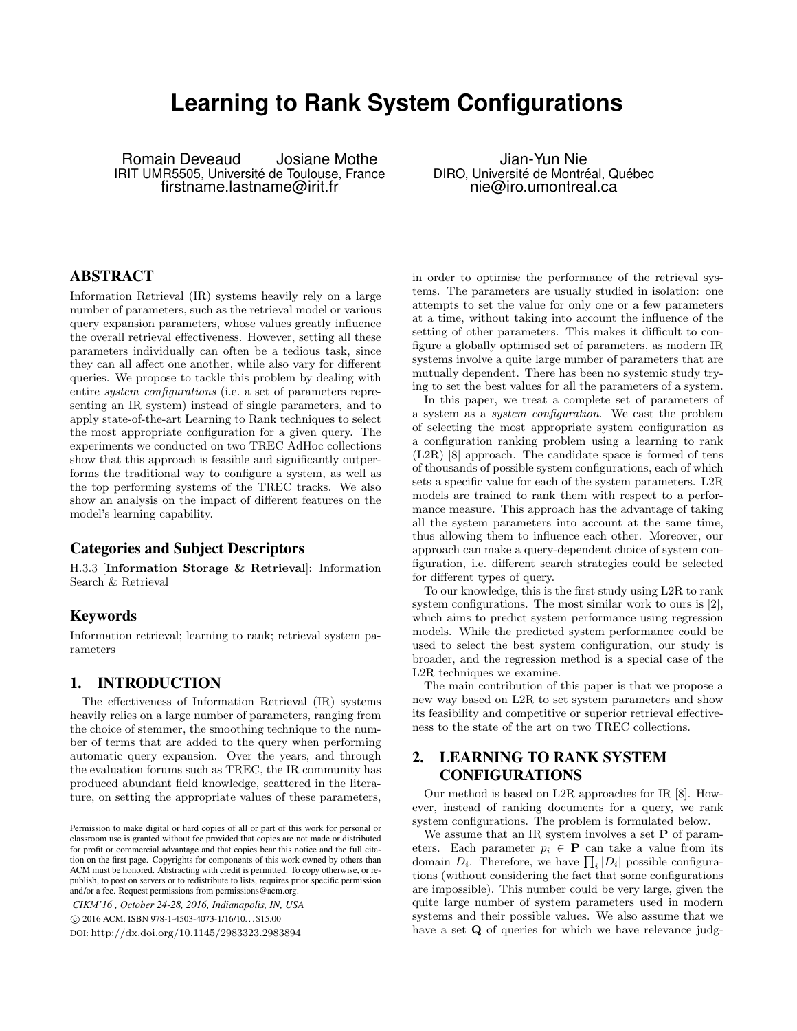# Learning to Rank System Configurations

Romain Deveaud  Josiane Mothe
IRIT UMR5505, Université de Toulouse, France
firstname.lastname@irit.fr

Jian-Yun Nie
DIRO, Université de Montréal, Québec
nie@iro.umontreal.ca

## ABSTRACT

Information Retrieval (IR) systems heavily rely on a large number of parameters, such as the retrieval model or various query expansion parameters, whose values greatly influence the overall retrieval effectiveness. However, setting all these parameters individually can often be a tedious task, since they can all affect one another, while also vary for different queries. We propose to tackle this problem by dealing with entire *system configurations* (i.e. a set of parameters representing an IR system) instead of single parameters, and to apply state-of-the-art Learning to Rank techniques to select the most appropriate configuration for a given query. The experiments we conducted on two TREC AdHoc collections show that this approach is feasible and significantly outperforms the traditional way to configure a system, as well as the top performing systems of the TREC tracks. We also show an analysis on the impact of different features on the model's learning capability.

## Categories and Subject Descriptors

H.3.3 [**Information Storage & Retrieval**]: Information Search & Retrieval

## Keywords

Information retrieval; learning to rank; retrieval system parameters

## 1. INTRODUCTION

The effectiveness of Information Retrieval (IR) systems heavily relies on a large number of parameters, ranging from the choice of stemmer, the smoothing technique to the number of terms that are added to the query when performing automatic query expansion. Over the years, and through the evaluation forums such as TREC, the IR community has produced abundant field knowledge, scattered in the literature, on setting the appropriate values of these parameters, in order to optimise the performance of the retrieval systems. The parameters are usually studied in isolation: one attempts to set the value for only one or a few parameters at a time, without taking into account the influence of the setting of other parameters. This makes it difficult to configure a globally optimised set of parameters, as modern IR systems involve a quite large number of parameters that are mutually dependent. There has been no systemic study trying to set the best values for all the parameters of a system.

In this paper, we treat a complete set of parameters of a system as a *system configuration*. We cast the problem of selecting the most appropriate system configuration as a configuration ranking problem using a learning to rank (L2R) [8] approach. The candidate space is formed of tens of thousands of possible system configurations, each of which sets a specific value for each of the system parameters. L2R models are trained to rank them with respect to a performance measure. This approach has the advantage of taking all the system parameters into account at the same time, thus allowing them to influence each other. Moreover, our approach can make a query-dependent choice of system configuration, i.e. different search strategies could be selected for different types of query.

To our knowledge, this is the first study using L2R to rank system configurations. The most similar work to ours is [2], which aims to predict system performance using regression models. While the predicted system performance could be used to select the best system configuration, our study is broader, and the regression method is a special case of the L2R techniques we examine.

The main contribution of this paper is that we propose a new way based on L2R to set system parameters and show its feasibility and competitive or superior retrieval effectiveness to the state of the art on two TREC collections.

## 2. LEARNING TO RANK SYSTEM CONFIGURATIONS

Our method is based on L2R approaches for IR [8]. However, instead of ranking documents for a query, we rank system configurations. The problem is formulated below.

We assume that an IR system involves a set $\mathbf{P}$ of parameters. Each parameter $p_i \in \mathbf{P}$ can take a value from its domain $D_i$. Therefore, we have $\prod_i |D_i|$ possible configurations (without considering the fact that some configurations are impossible). This number could be very large, given the quite large number of system parameters used in modern systems and their possible values. We also assume that we have a set $\mathbf{Q}$ of queries for which we have relevance judg-

Permission to make digital or hard copies of all or part of this work for personal or classroom use is granted without fee provided that copies are not made or distributed for profit or commercial advantage and that copies bear this notice and the full citation on the first page. Copyrights for components of this work owned by others than ACM must be honored. Abstracting with credit is permitted. To copy otherwise, or republish, to post on servers or to redistribute to lists, requires prior specific permission and/or a fee. Request permissions from permissions@acm.org.

*CIKM'16 , October 24-28, 2016, Indianapolis, IN, USA*
© 2016 ACM. ISBN 978-1-4503-4073-1/16/10…$15.00
DOI: http://dx.doi.org/10.1145/2983323.2983894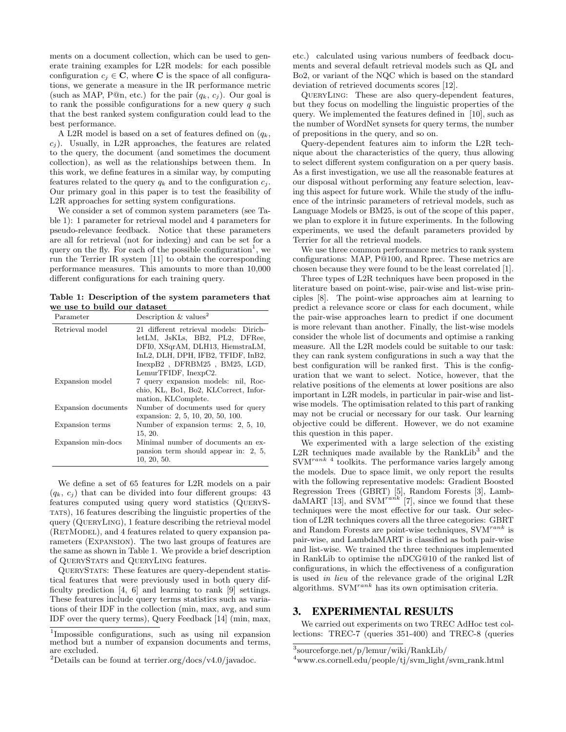ments on a document collection, which can be used to generate training examples for L2R models: for each possible configuration $c_j \in \mathbf{C}$, where $\mathbf{C}$ is the space of all configurations, we generate a measure in the IR performance metric (such as MAP, P@n, etc.) for the pair $(q_k, c_j)$. Our goal is to rank the possible configurations for a new query $q$ such that the best ranked system configuration could lead to the best performance.

A L2R model is based on a set of features defined on $(q_k, c_j)$. Usually, in L2R approaches, the features are related to the query, the document (and sometimes the document collection), as well as the relationships between them. In this work, we define features in a similar way, by computing features related to the query $q_k$ and to the configuration $c_j$. Our primary goal in this paper is to test the feasibility of L2R approaches for setting system configurations.

We consider a set of common system parameters (see Table 1): 1 parameter for retrieval model and 4 parameters for pseudo-relevance feedback. Notice that these parameters are all for retrieval (not for indexing) and can be set for a query on the fly. For each of the possible configuration[1], we run the Terrier IR system [11] to obtain the corresponding performance measures. This amounts to more than 10,000 different configurations for each training query.

**Table 1: Description of the system parameters that we use to build our dataset**

| Parameter | Description & values[2] |
|---|---|
| Retrieval model | 21 different retrieval models: DirichletLM, JsKLs, BB2, PL2, DFRee, DFI0, XSqrAM, DLH13, HiemstraLM, InL2, DLH, DPH, IFB2, TFIDF, InB2, InexpB2 , DFRBM25 , BM25, LGD, LemurTFIDF, InexpC2. |
| Expansion model | 7 query expansion models: nil, Rocchio, KL, Bo1, Bo2, KLCorrect, Information, KLComplete. |
| Expansion documents | Number of documents used for query expansion: 2, 5, 10, 20, 50, 100. |
| Expansion terms | Number of expansion terms: 2, 5, 10, 15, 20. |
| Expansion min-docs | Minimal number of documents an expansion term should appear in: 2, 5, 10, 20, 50. |

We define a set of 65 features for L2R models on a pair $(q_k, c_j)$ that can be divided into four different groups: 43 features computed using query word statistics (QueryStats), 16 features describing the linguistic properties of the query (QueryLing), 1 feature describing the retrieval model (RetModel), and 4 features related to query expansion parameters (Expansion). The two last groups of features are the same as shown in Table 1. We provide a brief description of QueryStats and QueryLing features.

QueryStats: These features are query-dependent statistical features that were previously used in both query difficulty prediction [4, 6] and learning to rank [9] settings. These features include query terms statistics such as variations of their IDF in the collection (min, max, avg, and sum IDF over the query terms), Query Feedback [14] (min, max, etc.) calculated using various numbers of feedback documents and several default retrieval models such as QL and Bo2, or variant of the NQC which is based on the standard deviation of retrieved documents scores [12].

QueryLing: These are also query-dependent features, but they focus on modelling the linguistic properties of the query. We implemented the features defined in [10], such as the number of WordNet synsets for query terms, the number of prepositions in the query, and so on.

Query-dependent features aim to inform the L2R technique about the characteristics of the query, thus allowing to select different system configuration on a per query basis. As a first investigation, we use all the reasonable features at our disposal without performing any feature selection, leaving this aspect for future work. While the study of the influence of the intrinsic parameters of retrieval models, such as Language Models or BM25, is out of the scope of this paper, we plan to explore it in future experiments. In the following experiments, we used the default parameters provided by Terrier for all the retrieval models.

We use three common performance metrics to rank system configurations: MAP, P@100, and Rprec. These metrics are chosen because they were found to be the least correlated [1].

Three types of L2R techniques have been proposed in the literature based on point-wise, pair-wise and list-wise principles [8]. The point-wise approaches aim at learning to predict a relevance score or class for each document, while the pair-wise approaches learn to predict if one document is more relevant than another. Finally, the list-wise models consider the whole list of documents and optimise a ranking measure. All the L2R models could be suitable to our task: they can rank system configurations in such a way that the best configuration will be ranked first. This is the configuration that we want to select. Notice, however, that the relative positions of the elements at lower positions are also important in L2R models, in particular in pair-wise and list-wise models. The optimisation related to this part of ranking may not be crucial or necessary for our task. Our learning objective could be different. However, we do not examine this question in this paper.

We experimented with a large selection of the existing L2R techniques made available by the RankLib[3] and the SVM$^{rank}$ [4] toolkits. The performance varies largely among the models. Due to space limit, we only report the results with the following representative models: Gradient Boosted Regression Trees (GBRT) [5], Random Forests [3], LambdaMART [13], and SVM$^{rank}$ [7], since we found that these techniques were the most effective for our task. Our selection of L2R techniques covers all the three categories: GBRT and Random Forests are point-wise techniques, SVM$^{rank}$ is pair-wise, and LambdaMART is classified as both pair-wise and list-wise. We trained the three techniques implemented in RankLib to optimise the nDCG@10 of the ranked list of configurations, in which the effectiveness of a configuration is used *in lieu* of the relevance grade of the original L2R algorithms. SVM$^{rank}$ has its own optimisation criteria.

## 3. EXPERIMENTAL RESULTS

We carried out experiments on two TREC AdHoc test collections: TREC-7 (queries 351-400) and TREC-8 (queries

[1]Impossible configurations, such as using nil expansion method but a number of expansion documents and terms, are excluded.

[2]Details can be found at terrier.org/docs/v4.0/javadoc.

[3]sourceforge.net/p/lemur/wiki/RankLib/

[4]www.cs.cornell.edu/people/tj/svm_light/svm_rank.html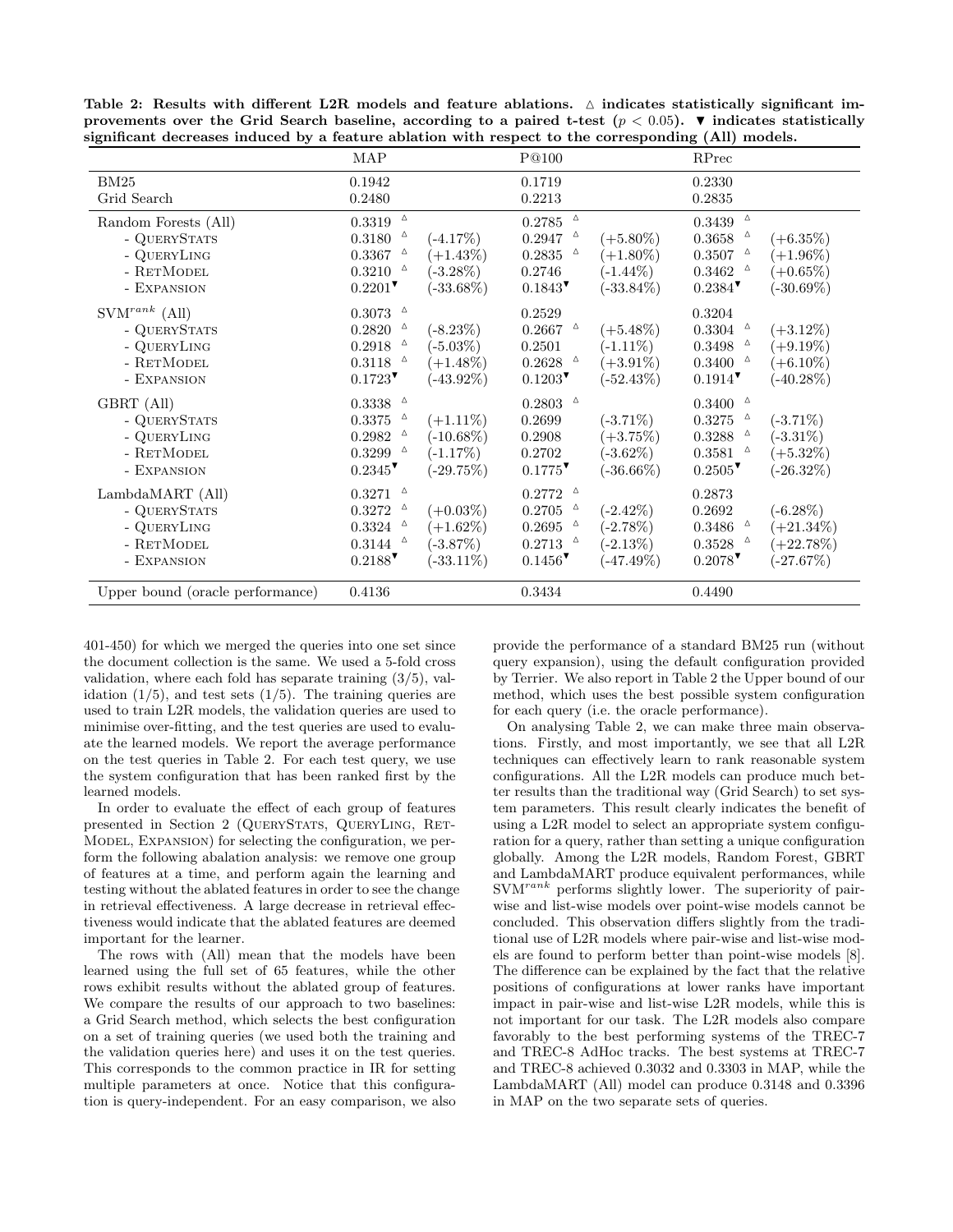**Table 2: Results with different L2R models and feature ablations. △ indicates statistically significant improvements over the Grid Search baseline, according to a paired t-test ($p < 0.05$). ▼ indicates statistically significant decreases induced by a feature ablation with respect to the corresponding (All) models.**

| | MAP | | P@100 | | RPrec | |
|---|---|---|---|---|---|---|
| BM25 | 0.1942 | | 0.1719 | | 0.2330 | |
| Grid Search | 0.2480 | | 0.2213 | | 0.2835 | |
| Random Forests (All) | 0.3319 △ | | 0.2785 △ | | 0.3439 △ | |
| - QueryStats | 0.3180 △ | (-4.17%) | 0.2947 △ | (+5.80%) | 0.3658 △ | (+6.35%) |
| - QueryLing | 0.3367 △ | (+1.43%) | 0.2835 △ | (+1.80%) | 0.3507 △ | (+1.96%) |
| - RetModel | 0.3210 △ | (-3.28%) | 0.2746 | (-1.44%) | 0.3462 △ | (+0.65%) |
| - Expansion | 0.2201▼ | (-33.68%) | 0.1843▼ | (-33.84%) | 0.2384▼ | (-30.69%) |
| SVM$^{rank}$ (All) | 0.3073 △ | | 0.2529 | | 0.3204 | |
| - QueryStats | 0.2820 △ | (-8.23%) | 0.2667 △ | (+5.48%) | 0.3304 △ | (+3.12%) |
| - QueryLing | 0.2918 △ | (-5.03%) | 0.2501 | (-1.11%) | 0.3498 △ | (+9.19%) |
| - RetModel | 0.3118 △ | (+1.48%) | 0.2628 △ | (+3.91%) | 0.3400 △ | (+6.10%) |
| - Expansion | 0.1723▼ | (-43.92%) | 0.1203▼ | (-52.43%) | 0.1914▼ | (-40.28%) |
| GBRT (All) | 0.3338 △ | | 0.2803 △ | | 0.3400 △ | |
| - QueryStats | 0.3375 △ | (+1.11%) | 0.2699 | (-3.71%) | 0.3275 △ | (-3.71%) |
| - QueryLing | 0.2982 △ | (-10.68%) | 0.2908 | (+3.75%) | 0.3288 △ | (-3.31%) |
| - RetModel | 0.3299 △ | (-1.17%) | 0.2702 | (-3.62%) | 0.3581 △ | (+5.32%) |
| - Expansion | 0.2345▼ | (-29.75%) | 0.1775▼ | (-36.66%) | 0.2505▼ | (-26.32%) |
| LambdaMART (All) | 0.3271 △ | | 0.2772 △ | | 0.2873 | |
| - QueryStats | 0.3272 △ | (+0.03%) | 0.2705 △ | (-2.42%) | 0.2692 | (-6.28%) |
| - QueryLing | 0.3324 △ | (+1.62%) | 0.2695 △ | (-2.78%) | 0.3486 △ | (+21.34%) |
| - RetModel | 0.3144 △ | (-3.87%) | 0.2713 △ | (-2.13%) | 0.3528 △ | (+22.78%) |
| - Expansion | 0.2188▼ | (-33.11%) | 0.1456▼ | (-47.49%) | 0.2078▼ | (-27.67%) |
| Upper bound (oracle performance) | 0.4136 | | 0.3434 | | 0.4490 | |

401-450) for which we merged the queries into one set since the document collection is the same. We used a 5-fold cross validation, where each fold has separate training (3/5), validation (1/5), and test sets (1/5). The training queries are used to train L2R models, the validation queries are used to minimise over-fitting, and the test queries are used to evaluate the learned models. We report the average performance on the test queries in Table 2. For each test query, we use the system configuration that has been ranked first by the learned models.

In order to evaluate the effect of each group of features presented in Section 2 (QueryStats, QueryLing, RetModel, Expansion) for selecting the configuration, we perform the following abalation analysis: we remove one group of features at a time, and perform again the learning and testing without the ablated features in order to see the change in retrieval effectiveness. A large decrease in retrieval effectiveness would indicate that the ablated features are deemed important for the learner.

The rows with (All) mean that the models have been learned using the full set of 65 features, while the other rows exhibit results without the ablated group of features. We compare the results of our approach to two baselines: a Grid Search method, which selects the best configuration on a set of training queries (we used both the training and the validation queries here) and uses it on the test queries. This corresponds to the common practice in IR for setting multiple parameters at once. Notice that this configuration is query-independent. For an easy comparison, we also provide the performance of a standard BM25 run (without query expansion), using the default configuration provided by Terrier. We also report in Table 2 the Upper bound of our method, which uses the best possible system configuration for each query (i.e. the oracle performance).

On analysing Table 2, we can make three main observations. Firstly, and most importantly, we see that all L2R techniques can effectively learn to rank reasonable system configurations. All the L2R models can produce much better results than the traditional way (Grid Search) to set system parameters. This result clearly indicates the benefit of using a L2R model to select an appropriate system configuration for a query, rather than setting a unique configuration globally. Among the L2R models, Random Forest, GBRT and LambdaMART produce equivalent performances, while SVM$^{rank}$ performs slightly lower. The superiority of pairwise and list-wise models over point-wise models cannot be concluded. This observation differs slightly from the traditional use of L2R models where pair-wise and list-wise models are found to perform better than point-wise models [8]. The difference can be explained by the fact that the relative positions of configurations at lower ranks have important impact in pair-wise and list-wise L2R models, while this is not important for our task. The L2R models also compare favorably to the best performing systems of the TREC-7 and TREC-8 AdHoc tracks. The best systems at TREC-7 and TREC-8 achieved 0.3032 and 0.3303 in MAP, while the LambdaMART (All) model can produce 0.3148 and 0.3396 in MAP on the two separate sets of queries.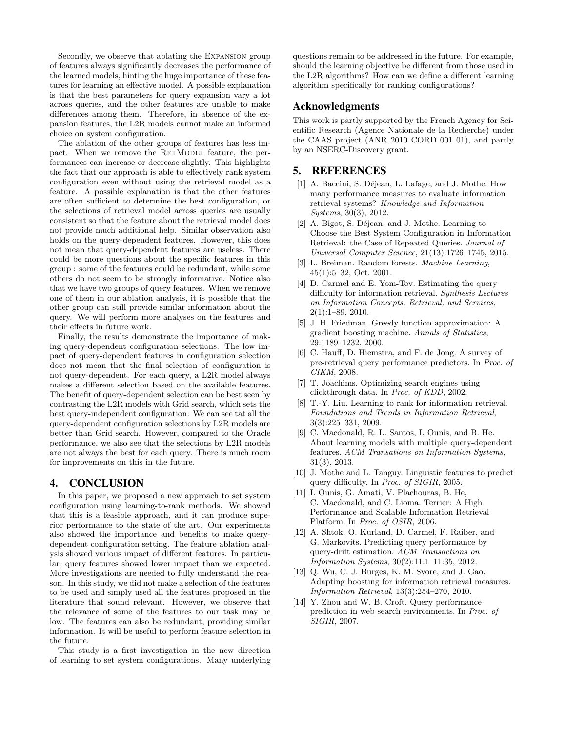Secondly, we observe that ablating the Expansion group of features always significantly decreases the performance of the learned models, hinting the huge importance of these features for learning an effective model. A possible explanation is that the best parameters for query expansion vary a lot across queries, and the other features are unable to make differences among them. Therefore, in absence of the expansion features, the L2R models cannot make an informed choice on system configuration.

The ablation of the other groups of features has less impact. When we remove the RetModel feature, the performances can increase or decrease slightly. This highlights the fact that our approach is able to effectively rank system configuration even without using the retrieval model as a feature. A possible explanation is that the other features are often sufficient to determine the best configuration, or the selections of retrieval model across queries are usually consistent so that the feature about the retrieval model does not provide much additional help. Similar observation also holds on the query-dependent features. However, this does not mean that query-dependent features are useless. There could be more questions about the specific features in this group : some of the features could be redundant, while some others do not seem to be strongly informative. Notice also that we have two groups of query features. When we remove one of them in our ablation analysis, it is possible that the other group can still provide similar information about the query. We will perform more analyses on the features and their effects in future work.

Finally, the results demonstrate the importance of making query-dependent configuration selections. The low impact of query-dependent features in configuration selection does not mean that the final selection of configuration is not query-dependent. For each query, a L2R model always makes a different selection based on the available features. The benefit of query-dependent selection can be best seen by contrasting the L2R models with Grid search, which sets the best query-independent configuration: We can see tat all the query-dependent configuration selections by L2R models are better than Grid search. However, compared to the Oracle performance, we also see that the selections by L2R models are not always the best for each query. There is much room for improvements on this in the future.

# 4. CONCLUSION

In this paper, we proposed a new approach to set system configuration using learning-to-rank methods. We showed that this is a feasible approach, and it can produce superior performance to the state of the art. Our experiments also showed the importance and benefits to make query-dependent configuration setting. The feature ablation analysis showed various impact of different features. In particular, query features showed lower impact than we expected. More investigations are needed to fully understand the reason. In this study, we did not make a selection of the features to be used and simply used all the features proposed in the literature that sound relevant. However, we observe that the relevance of some of the features to our task may be low. The features can also be redundant, providing similar information. It will be useful to perform feature selection in the future.

This study is a first investigation in the new direction of learning to set system configurations. Many underlying questions remain to be addressed in the future. For example, should the learning objective be different from those used in the L2R algorithms? How can we define a different learning algorithm specifically for ranking configurations?

## Acknowledgments

This work is partly supported by the French Agency for Scientific Research (Agence Nationale de la Recherche) under the CAAS project (ANR 2010 CORD 001 01), and partly by an NSERC-Discovery grant.

# 5. REFERENCES

[1] A. Baccini, S. Déjean, L. Lafage, and J. Mothe. How many performance measures to evaluate information retrieval systems? *Knowledge and Information Systems*, 30(3), 2012.

[2] A. Bigot, S. Déjean, and J. Mothe. Learning to Choose the Best System Configuration in Information Retrieval: the Case of Repeated Queries. *Journal of Universal Computer Science*, 21(13):1726–1745, 2015.

[3] L. Breiman. Random forests. *Machine Learning*, 45(1):5–32, Oct. 2001.

[4] D. Carmel and E. Yom-Tov. Estimating the query difficulty for information retrieval. *Synthesis Lectures on Information Concepts, Retrieval, and Services*, 2(1):1–89, 2010.

[5] J. H. Friedman. Greedy function approximation: A gradient boosting machine. *Annals of Statistics*, 29:1189–1232, 2000.

[6] C. Hauff, D. Hiemstra, and F. de Jong. A survey of pre-retrieval query performance predictors. In *Proc. of CIKM*, 2008.

[7] T. Joachims. Optimizing search engines using clickthrough data. In *Proc. of KDD*, 2002.

[8] T.-Y. Liu. Learning to rank for information retrieval. *Foundations and Trends in Information Retrieval*, 3(3):225–331, 2009.

[9] C. Macdonald, R. L. Santos, I. Ounis, and B. He. About learning models with multiple query-dependent features. *ACM Transations on Information Systems*, 31(3), 2013.

[10] J. Mothe and L. Tanguy. Linguistic features to predict query difficulty. In *Proc. of SIGIR*, 2005.

[11] I. Ounis, G. Amati, V. Plachouras, B. He, C. Macdonald, and C. Lioma. Terrier: A High Performance and Scalable Information Retrieval Platform. In *Proc. of OSIR*, 2006.

[12] A. Shtok, O. Kurland, D. Carmel, F. Raiber, and G. Markovits. Predicting query performance by query-drift estimation. *ACM Transactions on Information Systems*, 30(2):11:1–11:35, 2012.

[13] Q. Wu, C. J. Burges, K. M. Svore, and J. Gao. Adapting boosting for information retrieval measures. *Information Retrieval*, 13(3):254–270, 2010.

[14] Y. Zhou and W. B. Croft. Query performance prediction in web search environments. In *Proc. of SIGIR*, 2007.